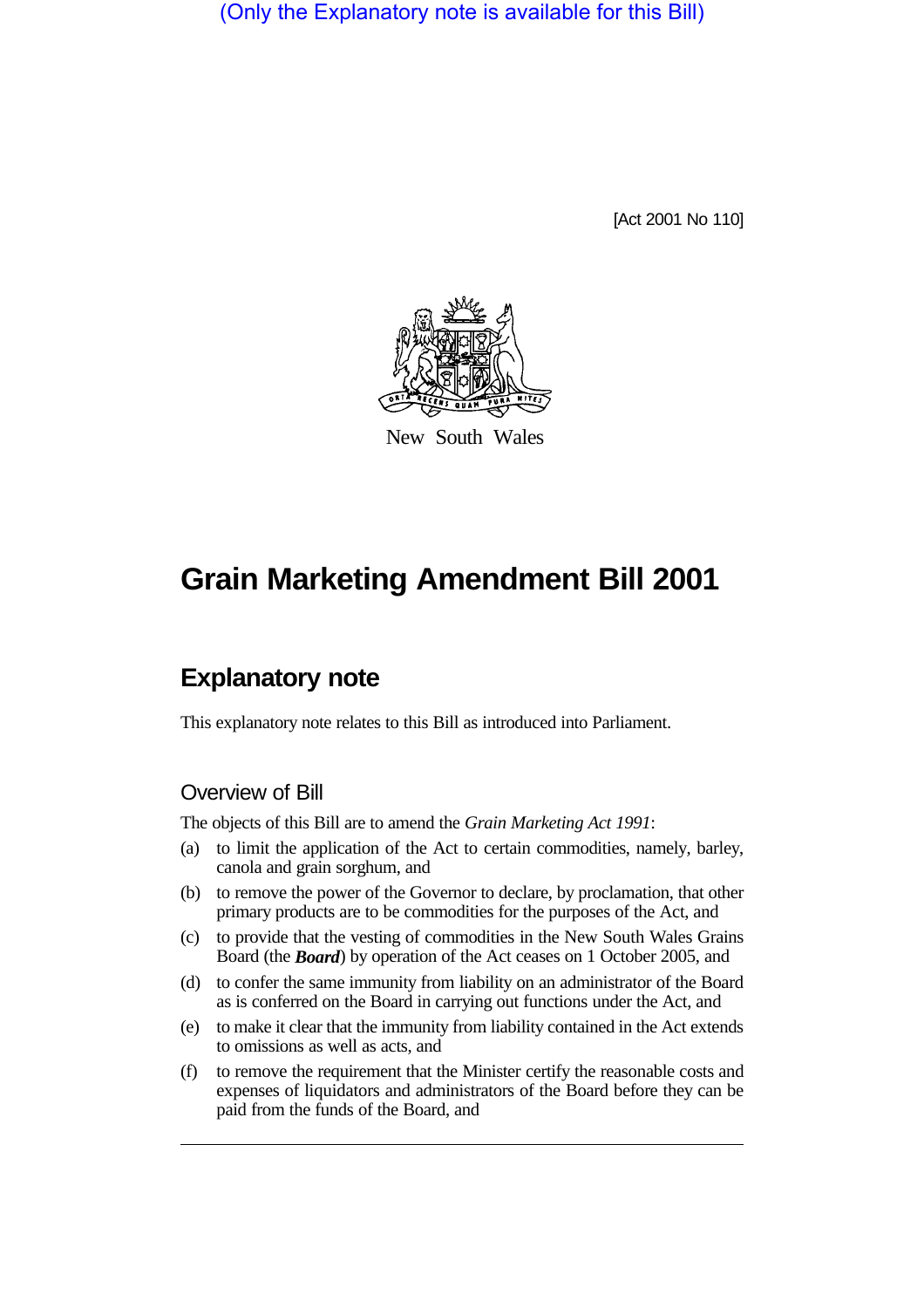(Only the Explanatory note is available for this Bill)

[Act 2001 No 110]

New South Wales

# Grain Marketing Amendment Bill 2001

## Explanatory note

This explanatory note relates to this Bill as introduced into Parliament.

### Overview of Bill

The objects of this Bill are to amend the *Grain Marketing Act 1991*:

(a) to limit the application of the Act to certain commodities, namely, barley, canola and grain sorghum, and

(b) to remove the power of the Governor to declare, by proclamation, that other primary products are to be commodities for the purposes of the Act, and

(c) to provide that the vesting of commodities in the New South Wales Grains Board (the ***Board***) by operation of the Act ceases on 1 October 2005, and

(d) to confer the same immunity from liability on an administrator of the Board as is conferred on the Board in carrying out functions under the Act, and

(e) to make it clear that the immunity from liability contained in the Act extends to omissions as well as acts, and

(f) to remove the requirement that the Minister certify the reasonable costs and expenses of liquidators and administrators of the Board before they can be paid from the funds of the Board, and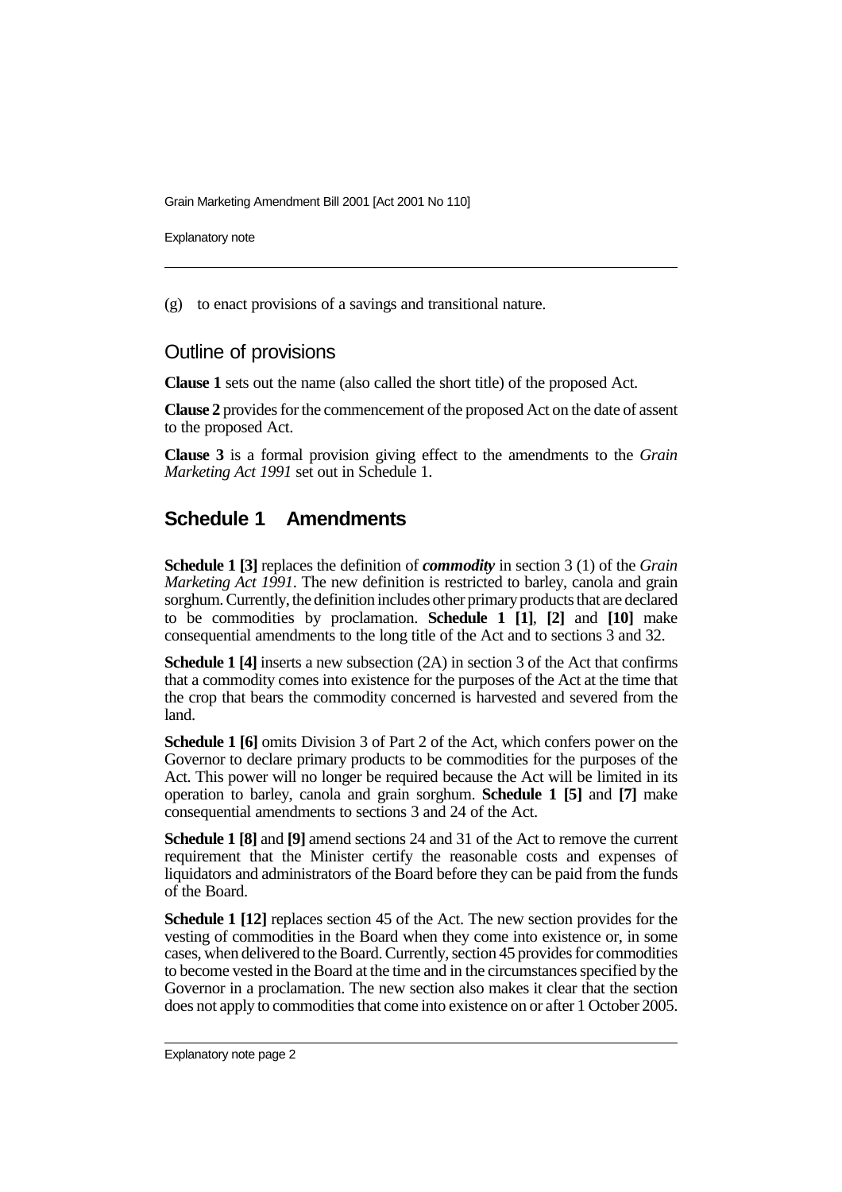(g) to enact provisions of a savings and transitional nature.

## Outline of provisions

**Clause 1** sets out the name (also called the short title) of the proposed Act.

**Clause 2** provides for the commencement of the proposed Act on the date of assent to the proposed Act.

**Clause 3** is a formal provision giving effect to the amendments to the *Grain Marketing Act 1991* set out in Schedule 1.

## Schedule 1 Amendments

**Schedule 1 [3]** replaces the definition of ***commodity*** in section 3 (1) of the *Grain Marketing Act 1991*. The new definition is restricted to barley, canola and grain sorghum. Currently, the definition includes other primary products that are declared to be commodities by proclamation. **Schedule 1 [1]**, **[2]** and **[10]** make consequential amendments to the long title of the Act and to sections 3 and 32.

**Schedule 1 [4]** inserts a new subsection (2A) in section 3 of the Act that confirms that a commodity comes into existence for the purposes of the Act at the time that the crop that bears the commodity concerned is harvested and severed from the land.

**Schedule 1 [6]** omits Division 3 of Part 2 of the Act, which confers power on the Governor to declare primary products to be commodities for the purposes of the Act. This power will no longer be required because the Act will be limited in its operation to barley, canola and grain sorghum. **Schedule 1 [5]** and **[7]** make consequential amendments to sections 3 and 24 of the Act.

**Schedule 1 [8]** and **[9]** amend sections 24 and 31 of the Act to remove the current requirement that the Minister certify the reasonable costs and expenses of liquidators and administrators of the Board before they can be paid from the funds of the Board.

**Schedule 1 [12]** replaces section 45 of the Act. The new section provides for the vesting of commodities in the Board when they come into existence or, in some cases, when delivered to the Board. Currently, section 45 provides for commodities to become vested in the Board at the time and in the circumstances specified by the Governor in a proclamation. The new section also makes it clear that the section does not apply to commodities that come into existence on or after 1 October 2005.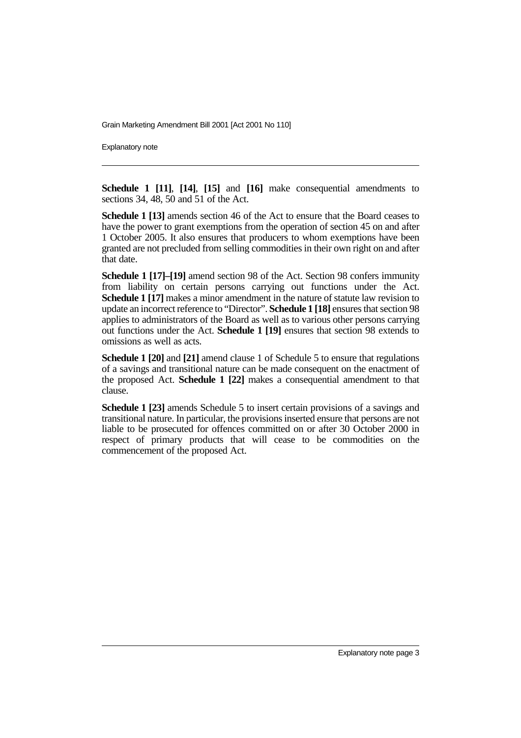**Schedule 1 [11]**, **[14]**, **[15]** and **[16]** make consequential amendments to sections 34, 48, 50 and 51 of the Act.

**Schedule 1 [13]** amends section 46 of the Act to ensure that the Board ceases to have the power to grant exemptions from the operation of section 45 on and after 1 October 2005. It also ensures that producers to whom exemptions have been granted are not precluded from selling commodities in their own right on and after that date.

**Schedule 1 [17]–[19]** amend section 98 of the Act. Section 98 confers immunity from liability on certain persons carrying out functions under the Act. **Schedule 1 [17]** makes a minor amendment in the nature of statute law revision to update an incorrect reference to "Director". **Schedule 1 [18]** ensures that section 98 applies to administrators of the Board as well as to various other persons carrying out functions under the Act. **Schedule 1 [19]** ensures that section 98 extends to omissions as well as acts.

**Schedule 1 [20]** and **[21]** amend clause 1 of Schedule 5 to ensure that regulations of a savings and transitional nature can be made consequent on the enactment of the proposed Act. **Schedule 1 [22]** makes a consequential amendment to that clause.

**Schedule 1 [23]** amends Schedule 5 to insert certain provisions of a savings and transitional nature. In particular, the provisions inserted ensure that persons are not liable to be prosecuted for offences committed on or after 30 October 2000 in respect of primary products that will cease to be commodities on the commencement of the proposed Act.